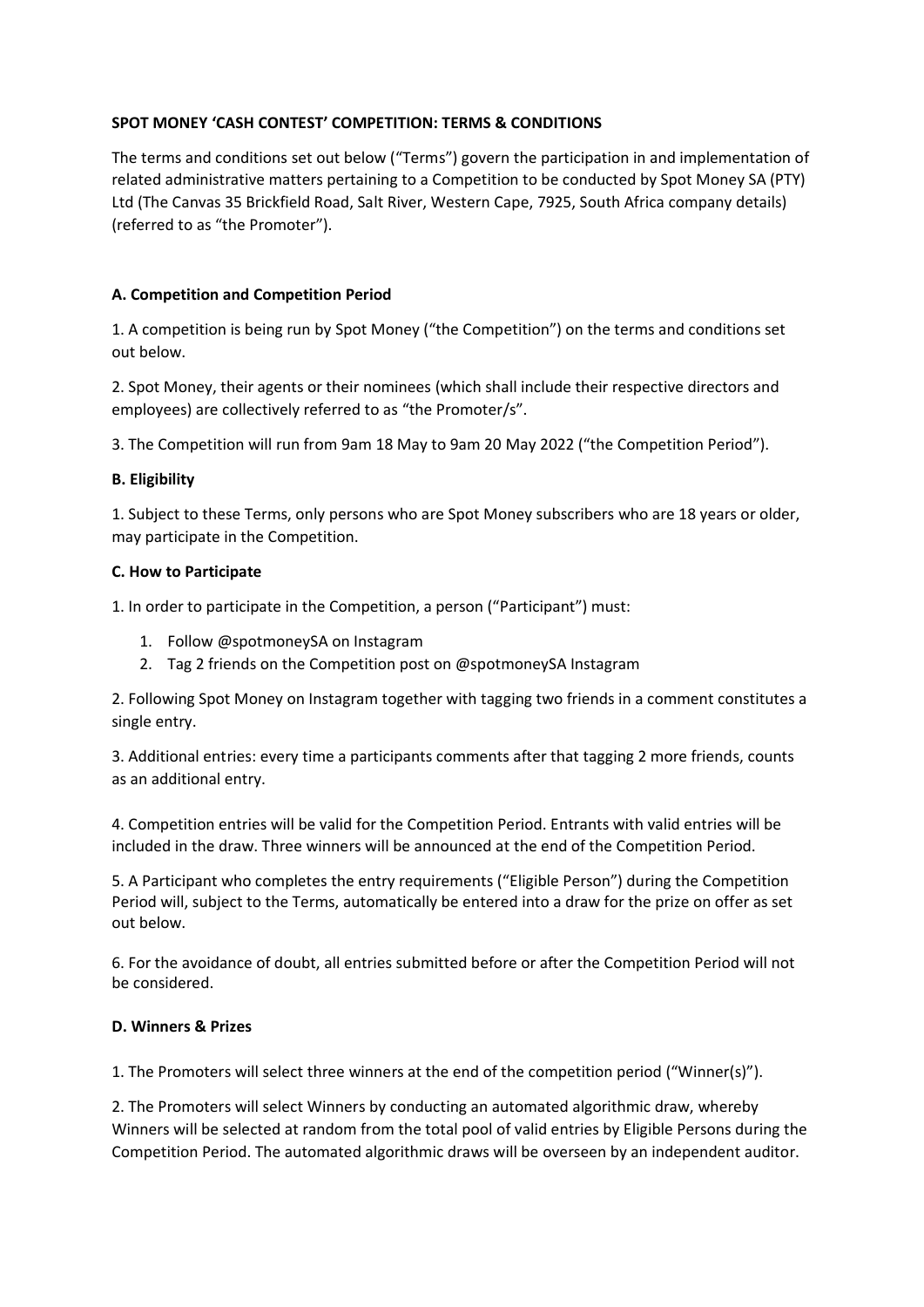**SPOT MONEY 'CASH CONTEST' COMPETITION: TERMS & CONDITIONS**

The terms and conditions set out below ("Terms") govern the participation in and implementation of related administrative matters pertaining to a Competition to be conducted by Spot Money SA (PTY) Ltd (The Canvas 35 Brickfield Road, Salt River, Western Cape, 7925, South Africa company details) (referred to as "the Promoter").

**A. Competition and Competition Period**

1. A competition is being run by Spot Money ("the Competition") on the terms and conditions set out below.

2. Spot Money, their agents or their nominees (which shall include their respective directors and employees) are collectively referred to as "the Promoter/s".

3. The Competition will run from 9am 18 May to 9am 20 May 2022 ("the Competition Period").

**B. Eligibility**

1. Subject to these Terms, only persons who are Spot Money subscribers who are 18 years or older, may participate in the Competition.

**C. How to Participate**

1. In order to participate in the Competition, a person ("Participant") must:

    1. Follow @spotmoneySA on Instagram
    2. Tag 2 friends on the Competition post on @spotmoneySA Instagram

2. Following Spot Money on Instagram together with tagging two friends in a comment constitutes a single entry.

3. Additional entries: every time a participants comments after that tagging 2 more friends, counts as an additional entry.

4. Competition entries will be valid for the Competition Period. Entrants with valid entries will be included in the draw. Three winners will be announced at the end of the Competition Period.

5. A Participant who completes the entry requirements ("Eligible Person") during the Competition Period will, subject to the Terms, automatically be entered into a draw for the prize on offer as set out below.

6. For the avoidance of doubt, all entries submitted before or after the Competition Period will not be considered.

**D. Winners & Prizes**

1. The Promoters will select three winners at the end of the competition period ("Winner(s)").

2. The Promoters will select Winners by conducting an automated algorithmic draw, whereby Winners will be selected at random from the total pool of valid entries by Eligible Persons during the Competition Period. The automated algorithmic draws will be overseen by an independent auditor.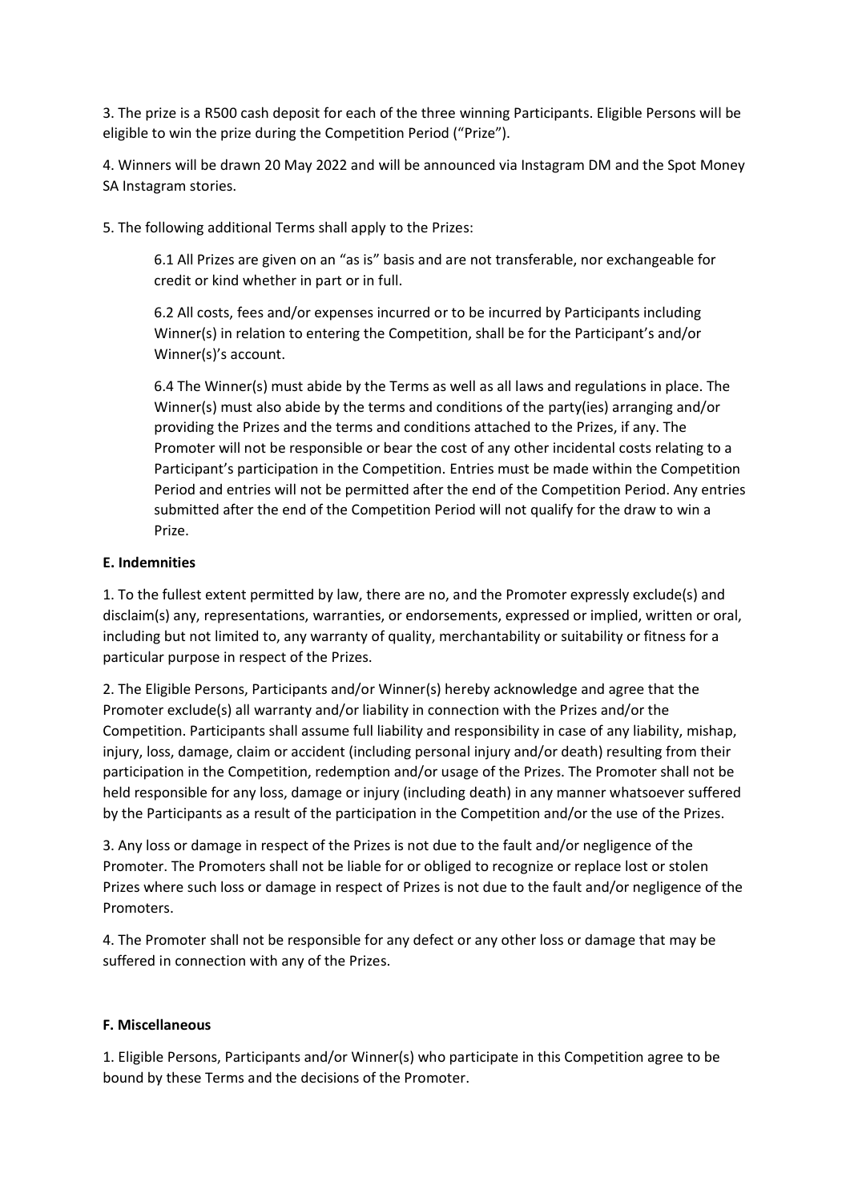3. The prize is a R500 cash deposit for each of the three winning Participants. Eligible Persons will be eligible to win the prize during the Competition Period ("Prize").

4. Winners will be drawn 20 May 2022 and will be announced via Instagram DM and the Spot Money SA Instagram stories.

5. The following additional Terms shall apply to the Prizes:

> 6.1 All Prizes are given on an "as is" basis and are not transferable, nor exchangeable for credit or kind whether in part or in full.
>
> 6.2 All costs, fees and/or expenses incurred or to be incurred by Participants including Winner(s) in relation to entering the Competition, shall be for the Participant's and/or Winner(s)'s account.
>
> 6.4 The Winner(s) must abide by the Terms as well as all laws and regulations in place. The Winner(s) must also abide by the terms and conditions of the party(ies) arranging and/or providing the Prizes and the terms and conditions attached to the Prizes, if any. The Promoter will not be responsible or bear the cost of any other incidental costs relating to a Participant's participation in the Competition. Entries must be made within the Competition Period and entries will not be permitted after the end of the Competition Period. Any entries submitted after the end of the Competition Period will not qualify for the draw to win a Prize.

**E. Indemnities**

1. To the fullest extent permitted by law, there are no, and the Promoter expressly exclude(s) and disclaim(s) any, representations, warranties, or endorsements, expressed or implied, written or oral, including but not limited to, any warranty of quality, merchantability or suitability or fitness for a particular purpose in respect of the Prizes.

2. The Eligible Persons, Participants and/or Winner(s) hereby acknowledge and agree that the Promoter exclude(s) all warranty and/or liability in connection with the Prizes and/or the Competition. Participants shall assume full liability and responsibility in case of any liability, mishap, injury, loss, damage, claim or accident (including personal injury and/or death) resulting from their participation in the Competition, redemption and/or usage of the Prizes. The Promoter shall not be held responsible for any loss, damage or injury (including death) in any manner whatsoever suffered by the Participants as a result of the participation in the Competition and/or the use of the Prizes.

3. Any loss or damage in respect of the Prizes is not due to the fault and/or negligence of the Promoter. The Promoters shall not be liable for or obliged to recognize or replace lost or stolen Prizes where such loss or damage in respect of Prizes is not due to the fault and/or negligence of the Promoters.

4. The Promoter shall not be responsible for any defect or any other loss or damage that may be suffered in connection with any of the Prizes.

**F. Miscellaneous**

1. Eligible Persons, Participants and/or Winner(s) who participate in this Competition agree to be bound by these Terms and the decisions of the Promoter.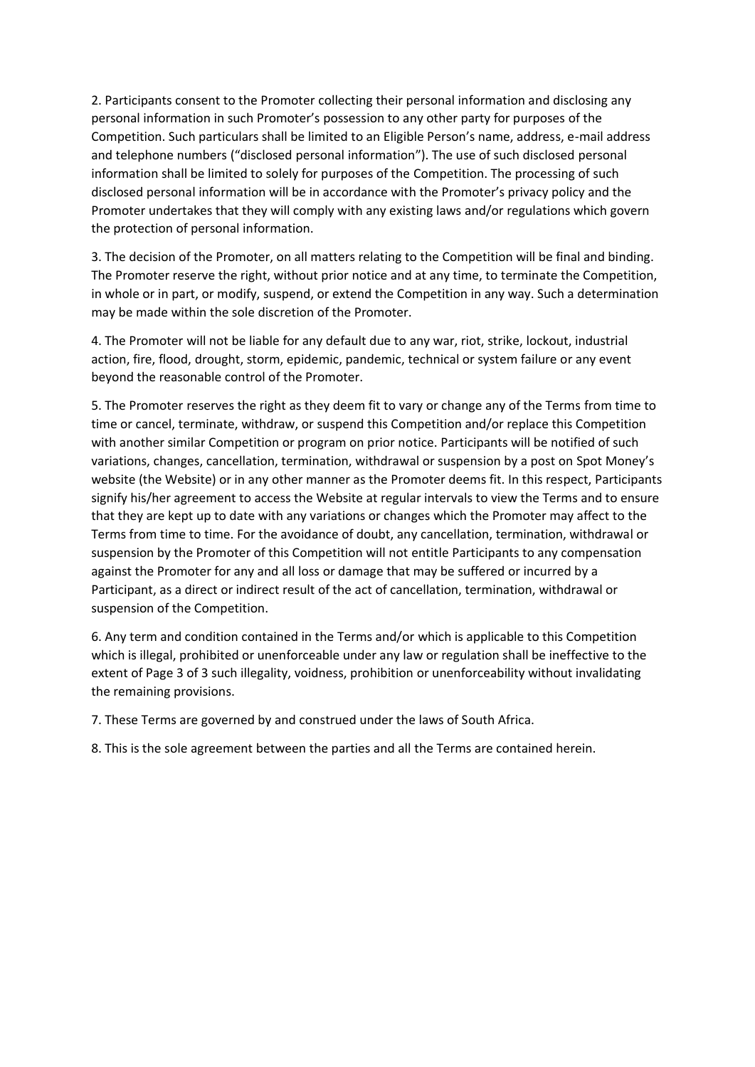2. Participants consent to the Promoter collecting their personal information and disclosing any personal information in such Promoter's possession to any other party for purposes of the Competition. Such particulars shall be limited to an Eligible Person's name, address, e-mail address and telephone numbers ("disclosed personal information"). The use of such disclosed personal information shall be limited to solely for purposes of the Competition. The processing of such disclosed personal information will be in accordance with the Promoter's privacy policy and the Promoter undertakes that they will comply with any existing laws and/or regulations which govern the protection of personal information.

3. The decision of the Promoter, on all matters relating to the Competition will be final and binding. The Promoter reserve the right, without prior notice and at any time, to terminate the Competition, in whole or in part, or modify, suspend, or extend the Competition in any way. Such a determination may be made within the sole discretion of the Promoter.

4. The Promoter will not be liable for any default due to any war, riot, strike, lockout, industrial action, fire, flood, drought, storm, epidemic, pandemic, technical or system failure or any event beyond the reasonable control of the Promoter.

5. The Promoter reserves the right as they deem fit to vary or change any of the Terms from time to time or cancel, terminate, withdraw, or suspend this Competition and/or replace this Competition with another similar Competition or program on prior notice. Participants will be notified of such variations, changes, cancellation, termination, withdrawal or suspension by a post on Spot Money's website (the Website) or in any other manner as the Promoter deems fit. In this respect, Participants signify his/her agreement to access the Website at regular intervals to view the Terms and to ensure that they are kept up to date with any variations or changes which the Promoter may affect to the Terms from time to time. For the avoidance of doubt, any cancellation, termination, withdrawal or suspension by the Promoter of this Competition will not entitle Participants to any compensation against the Promoter for any and all loss or damage that may be suffered or incurred by a Participant, as a direct or indirect result of the act of cancellation, termination, withdrawal or suspension of the Competition.

6. Any term and condition contained in the Terms and/or which is applicable to this Competition which is illegal, prohibited or unenforceable under any law or regulation shall be ineffective to the extent of such illegality, voidness, prohibition or unenforceability without invalidating the remaining provisions.

7. These Terms are governed by and construed under the laws of South Africa.

8. This is the sole agreement between the parties and all the Terms are contained herein.